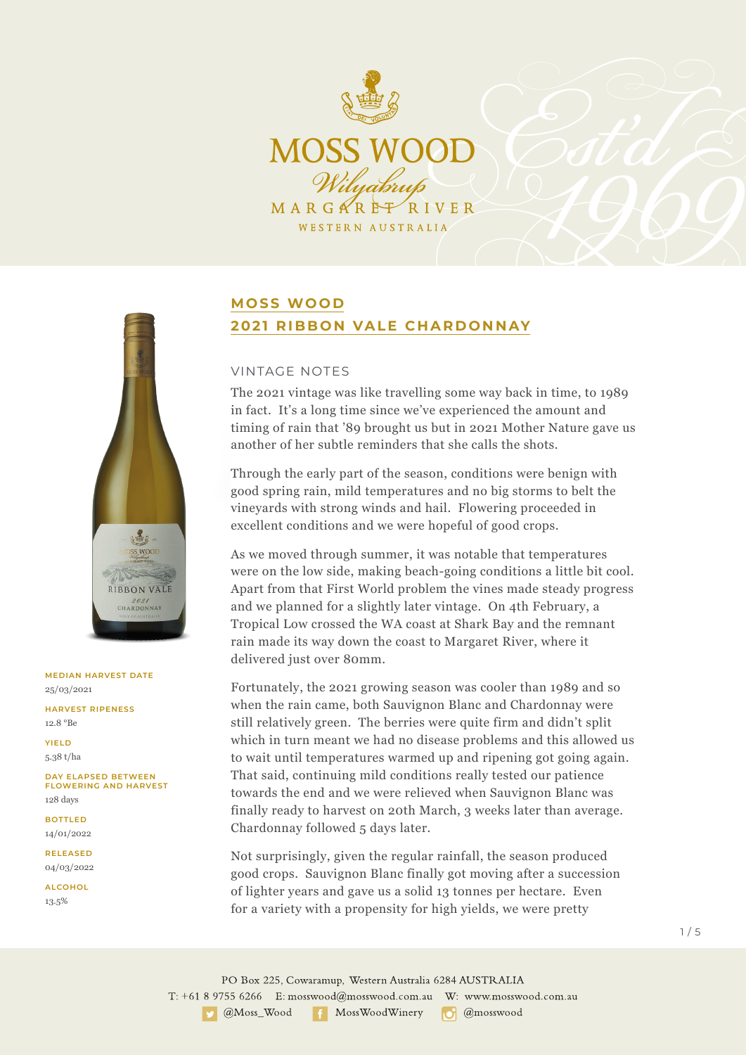MOSS WOOD

*Wilyabrup*

MARGARET RIVER

WESTERN AUSTRALIA

# MOSS WOOD
# 2021 RIBBON VALE CHARDONNAY

**MEDIAN HARVEST DATE**
25/03/2021

**HARVEST RIPENESS**
12.8 °Be

**YIELD**
5.38 t/ha

**DAY ELAPSED BETWEEN FLOWERING AND HARVEST**
128 days

**BOTTLED**
14/01/2022

**RELEASED**
04/03/2022

**ALCOHOL**
13.5%

## VINTAGE NOTES

The 2021 vintage was like travelling some way back in time, to 1989 in fact. It's a long time since we've experienced the amount and timing of rain that '89 brought us but in 2021 Mother Nature gave us another of her subtle reminders that she calls the shots.

Through the early part of the season, conditions were benign with good spring rain, mild temperatures and no big storms to belt the vineyards with strong winds and hail. Flowering proceeded in excellent conditions and we were hopeful of good crops.

As we moved through summer, it was notable that temperatures were on the low side, making beach-going conditions a little bit cool. Apart from that First World problem the vines made steady progress and we planned for a slightly later vintage. On 4th February, a Tropical Low crossed the WA coast at Shark Bay and the remnant rain made its way down the coast to Margaret River, where it delivered just over 80mm.

Fortunately, the 2021 growing season was cooler than 1989 and so when the rain came, both Sauvignon Blanc and Chardonnay were still relatively green. The berries were quite firm and didn't split which in turn meant we had no disease problems and this allowed us to wait until temperatures warmed up and ripening got going again. That said, continuing mild conditions really tested our patience towards the end and we were relieved when Sauvignon Blanc was finally ready to harvest on 20th March, 3 weeks later than average. Chardonnay followed 5 days later.

Not surprisingly, given the regular rainfall, the season produced good crops. Sauvignon Blanc finally got moving after a succession of lighter years and gave us a solid 13 tonnes per hectare. Even for a variety with a propensity for high yields, we were pretty

PO Box 225, Cowaramup, Western Australia 6284 AUSTRALIA
T: +61 8 9755 6266 E: mosswood@mosswood.com.au W: www.mosswood.com.au
@Moss_Wood MossWoodWinery @mosswood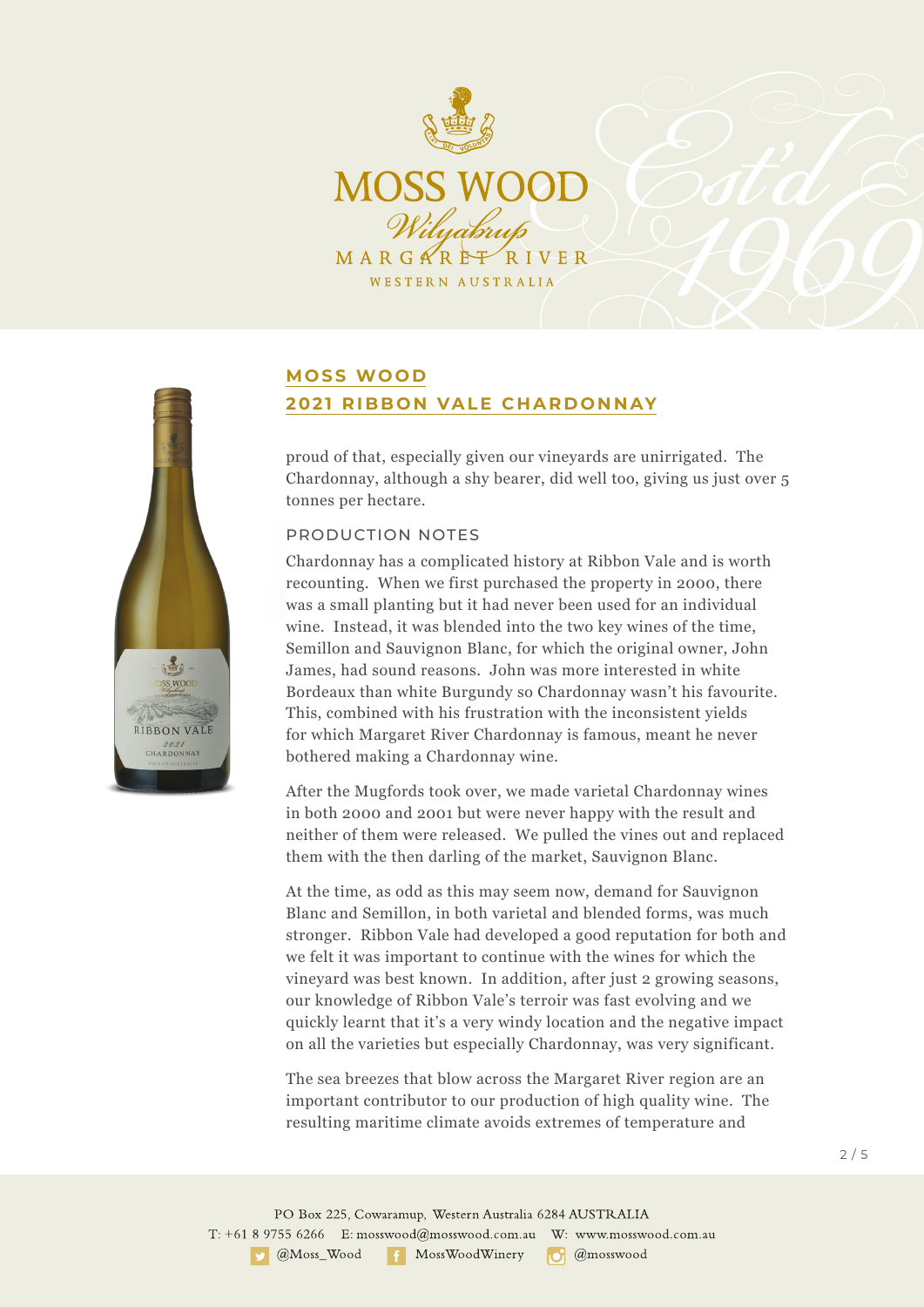## MOSS WOOD
## 2021 RIBBON VALE CHARDONNAY

proud of that, especially given our vineyards are unirrigated. The Chardonnay, although a shy bearer, did well too, giving us just over 5 tonnes per hectare.

### PRODUCTION NOTES

Chardonnay has a complicated history at Ribbon Vale and is worth recounting. When we first purchased the property in 2000, there was a small planting but it had never been used for an individual wine. Instead, it was blended into the two key wines of the time, Semillon and Sauvignon Blanc, for which the original owner, John James, had sound reasons. John was more interested in white Bordeaux than white Burgundy so Chardonnay wasn't his favourite. This, combined with his frustration with the inconsistent yields for which Margaret River Chardonnay is famous, meant he never bothered making a Chardonnay wine.

After the Mugfords took over, we made varietal Chardonnay wines in both 2000 and 2001 but were never happy with the result and neither of them were released. We pulled the vines out and replaced them with the then darling of the market, Sauvignon Blanc.

At the time, as odd as this may seem now, demand for Sauvignon Blanc and Semillon, in both varietal and blended forms, was much stronger. Ribbon Vale had developed a good reputation for both and we felt it was important to continue with the wines for which the vineyard was best known. In addition, after just 2 growing seasons, our knowledge of Ribbon Vale's terroir was fast evolving and we quickly learnt that it's a very windy location and the negative impact on all the varieties but especially Chardonnay, was very significant.

The sea breezes that blow across the Margaret River region are an important contributor to our production of high quality wine. The resulting maritime climate avoids extremes of temperature and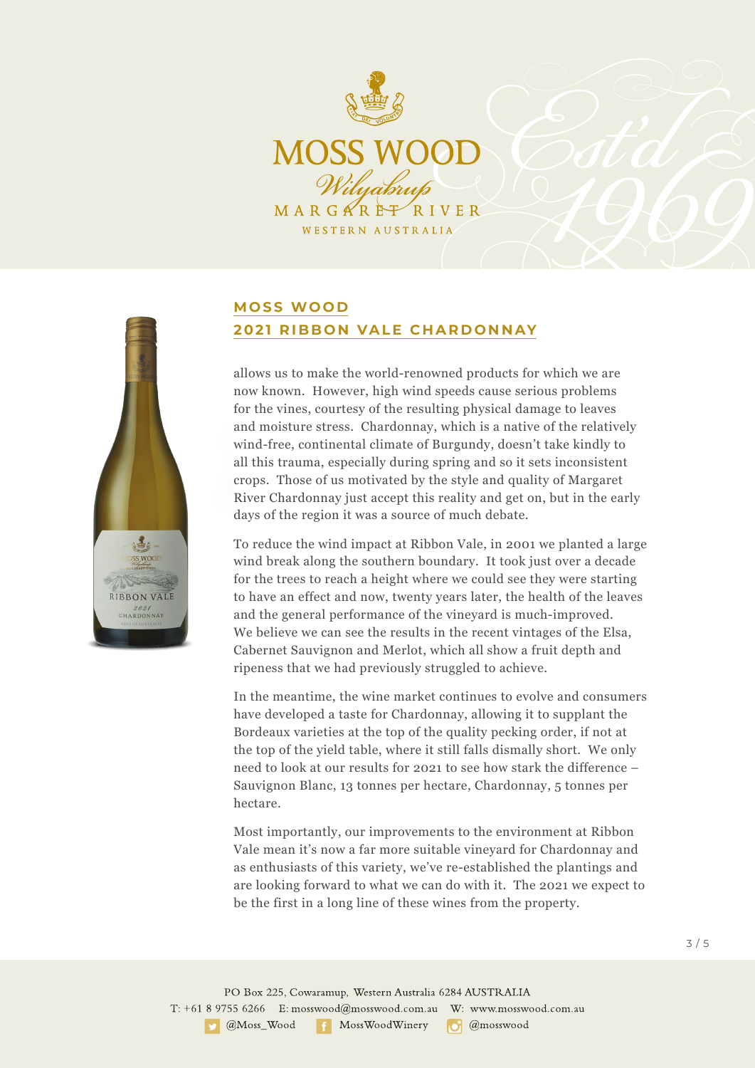## MOSS WOOD
## 2021 RIBBON VALE CHARDONNAY

allows us to make the world-renowned products for which we are now known. However, high wind speeds cause serious problems for the vines, courtesy of the resulting physical damage to leaves and moisture stress. Chardonnay, which is a native of the relatively wind-free, continental climate of Burgundy, doesn't take kindly to all this trauma, especially during spring and so it sets inconsistent crops. Those of us motivated by the style and quality of Margaret River Chardonnay just accept this reality and get on, but in the early days of the region it was a source of much debate.

To reduce the wind impact at Ribbon Vale, in 2001 we planted a large wind break along the southern boundary. It took just over a decade for the trees to reach a height where we could see they were starting to have an effect and now, twenty years later, the health of the leaves and the general performance of the vineyard is much-improved. We believe we can see the results in the recent vintages of the Elsa, Cabernet Sauvignon and Merlot, which all show a fruit depth and ripeness that we had previously struggled to achieve.

In the meantime, the wine market continues to evolve and consumers have developed a taste for Chardonnay, allowing it to supplant the Bordeaux varieties at the top of the quality pecking order, if not at the top of the yield table, where it still falls dismally short. We only need to look at our results for 2021 to see how stark the difference – Sauvignon Blanc, 13 tonnes per hectare, Chardonnay, 5 tonnes per hectare.

Most importantly, our improvements to the environment at Ribbon Vale mean it's now a far more suitable vineyard for Chardonnay and as enthusiasts of this variety, we've re-established the plantings and are looking forward to what we can do with it. The 2021 we expect to be the first in a long line of these wines from the property.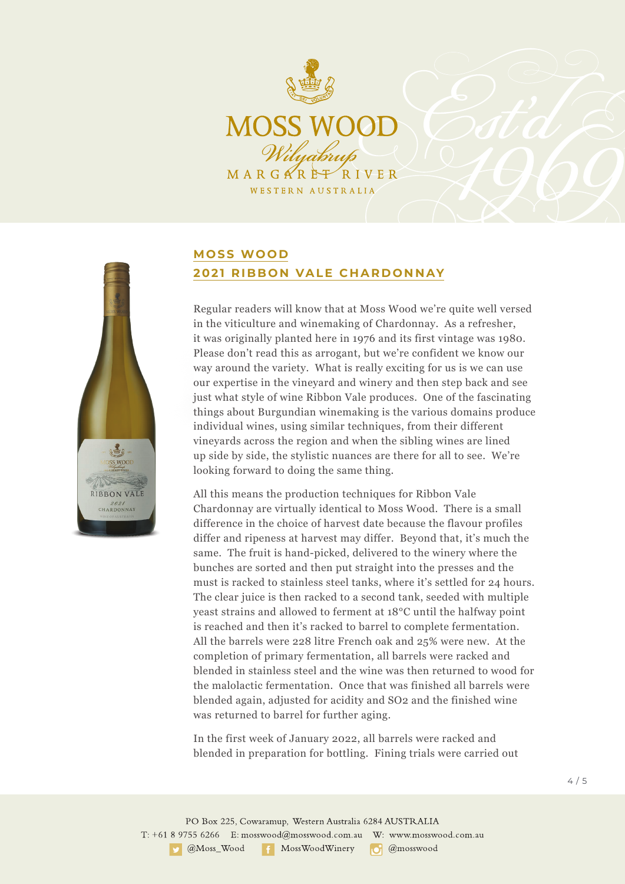## MOSS WOOD
## 2021 RIBBON VALE CHARDONNAY

Regular readers will know that at Moss Wood we're quite well versed in the viticulture and winemaking of Chardonnay. As a refresher, it was originally planted here in 1976 and its first vintage was 1980. Please don't read this as arrogant, but we're confident we know our way around the variety. What is really exciting for us is we can use our expertise in the vineyard and winery and then step back and see just what style of wine Ribbon Vale produces. One of the fascinating things about Burgundian winemaking is the various domains produce individual wines, using similar techniques, from their different vineyards across the region and when the sibling wines are lined up side by side, the stylistic nuances are there for all to see. We're looking forward to doing the same thing.

All this means the production techniques for Ribbon Vale Chardonnay are virtually identical to Moss Wood. There is a small difference in the choice of harvest date because the flavour profiles differ and ripeness at harvest may differ. Beyond that, it's much the same. The fruit is hand-picked, delivered to the winery where the bunches are sorted and then put straight into the presses and the must is racked to stainless steel tanks, where it's settled for 24 hours. The clear juice is then racked to a second tank, seeded with multiple yeast strains and allowed to ferment at 18°C until the halfway point is reached and then it's racked to barrel to complete fermentation. All the barrels were 228 litre French oak and 25% were new. At the completion of primary fermentation, all barrels were racked and blended in stainless steel and the wine was then returned to wood for the malolactic fermentation. Once that was finished all barrels were blended again, adjusted for acidity and $SO_2$ and the finished wine was returned to barrel for further aging.

In the first week of January 2022, all barrels were racked and blended in preparation for bottling. Fining trials were carried out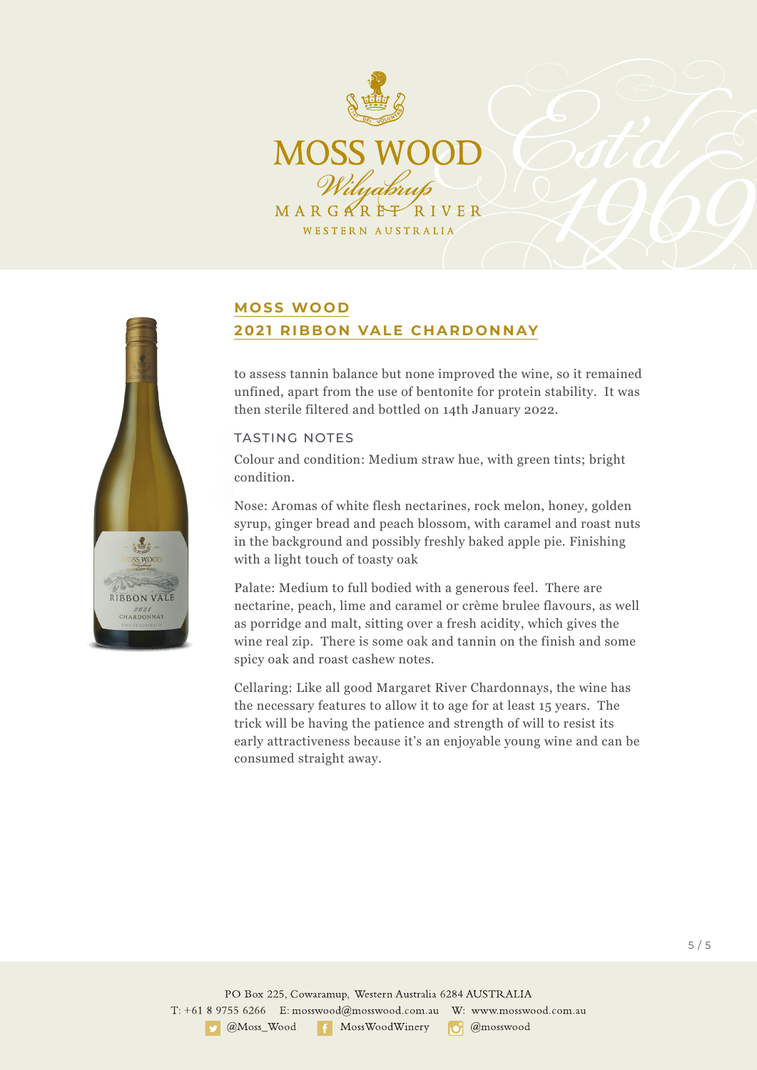# MOSS WOOD

*Wilyabrup*

MARGARET RIVER

WESTERN AUSTRALIA

## MOSS WOOD
## 2021 RIBBON VALE CHARDONNAY

to assess tannin balance but none improved the wine, so it remained unfined, apart from the use of bentonite for protein stability. It was then sterile filtered and bottled on 14th January 2022.

### TASTING NOTES

Colour and condition: Medium straw hue, with green tints; bright condition.

Nose: Aromas of white flesh nectarines, rock melon, honey, golden syrup, ginger bread and peach blossom, with caramel and roast nuts in the background and possibly freshly baked apple pie. Finishing with a light touch of toasty oak

Palate: Medium to full bodied with a generous feel. There are nectarine, peach, lime and caramel or crème brulee flavours, as well as porridge and malt, sitting over a fresh acidity, which gives the wine real zip. There is some oak and tannin on the finish and some spicy oak and roast cashew notes.

Cellaring: Like all good Margaret River Chardonnays, the wine has the necessary features to allow it to age for at least 15 years. The trick will be having the patience and strength of will to resist its early attractiveness because it's an enjoyable young wine and can be consumed straight away.

PO Box 225, Cowaramup, Western Australia 6284 AUSTRALIA
T: +61 8 9755 6266 E: mosswood@mosswood.com.au W: www.mosswood.com.au
@Moss_Wood MossWoodWinery @mosswood